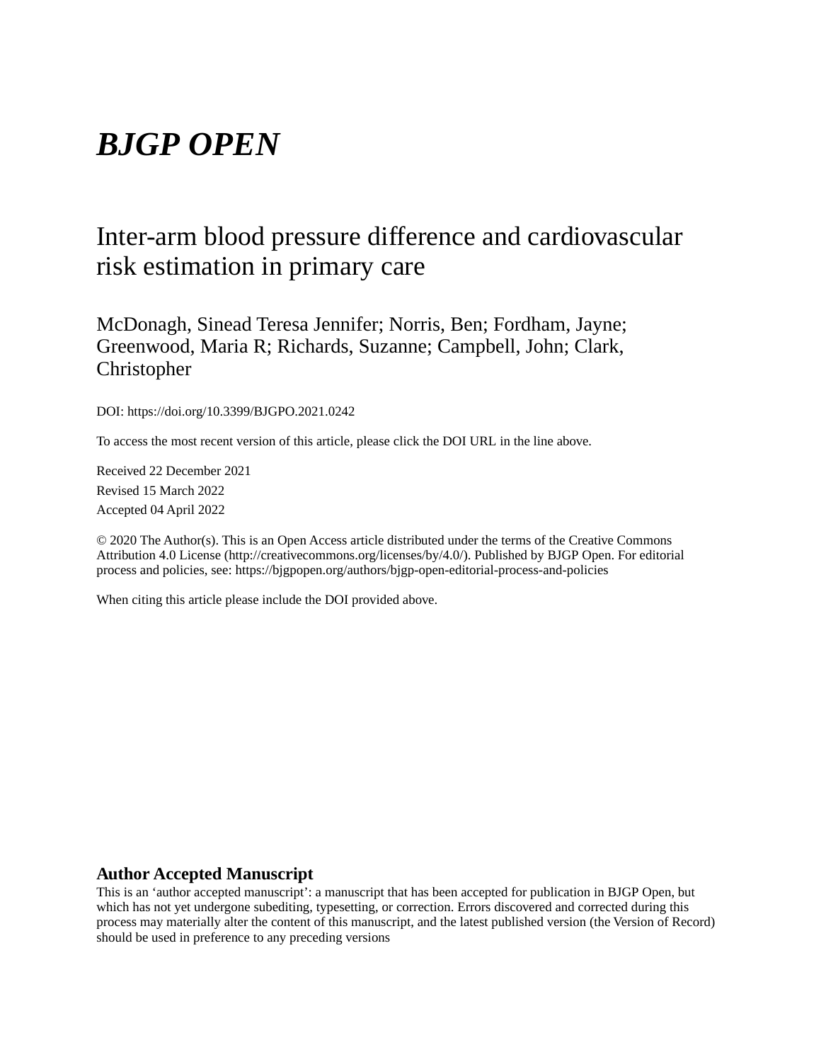# *BJGP OPEN*

## Inter-arm blood pressure difference and cardiovascular risk estimation in primary care

McDonagh, Sinead Teresa Jennifer; Norris, Ben; Fordham, Jayne; Greenwood, Maria R; Richards, Suzanne; Campbell, John; Clark, Christopher

DOI: https://doi.org/10.3399/BJGPO.2021.0242

To access the most recent version of this article, please click the DOI URL in the line above.

Received 22 December 2021

Revised 15 March 2022

Accepted 04 April 2022

© 2020 The Author(s). This is an Open Access article distributed under the terms of the Creative Commons Attribution 4.0 License (http://creativecommons.org/licenses/by/4.0/). Published by BJGP Open. For editorial process and policies, see: https://bjgpopen.org/authors/bjgp-open-editorial-process-and-policies

When citing this article please include the DOI provided above.

**Author Accepted Manuscript**

This is an 'author accepted manuscript': a manuscript that has been accepted for publication in BJGP Open, but which has not yet undergone subediting, typesetting, or correction. Errors discovered and corrected during this process may materially alter the content of this manuscript, and the latest published version (the Version of Record) should be used in preference to any preceding versions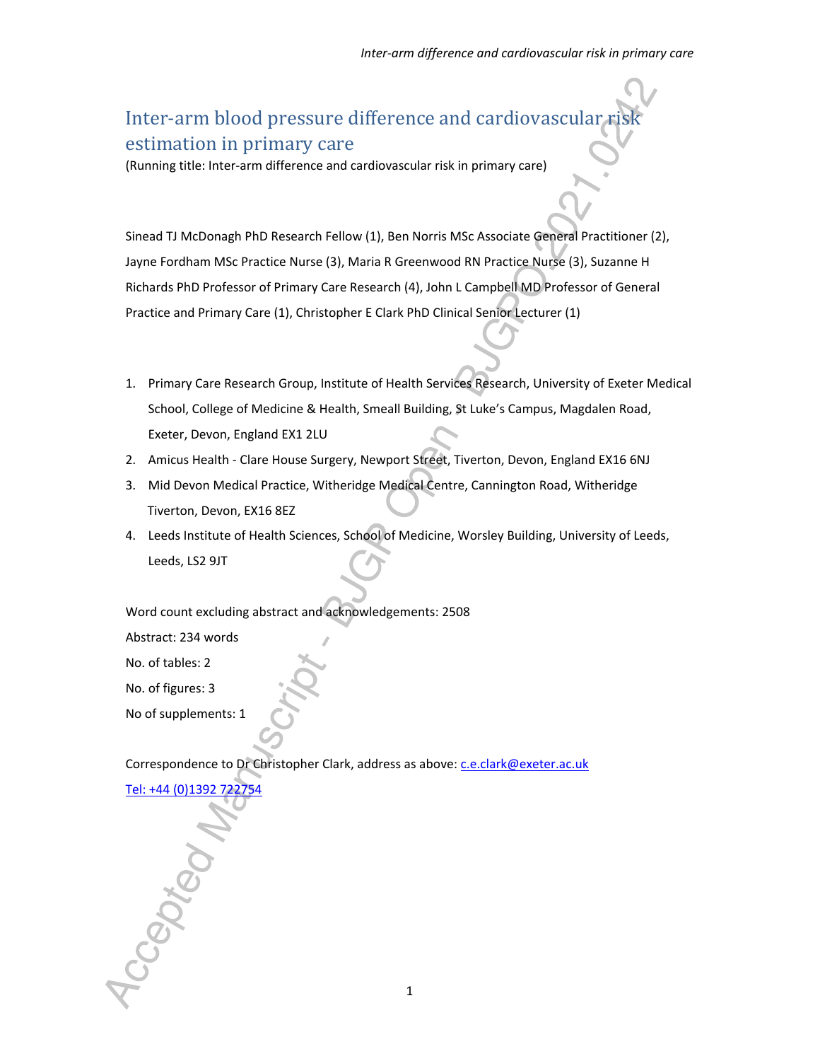# Inter-arm blood pressure difference and cardiovascular risk estimation in primary care

(Running title: Inter-arm difference and cardiovascular risk in primary care)

Sinead TJ McDonagh PhD Research Fellow (1), Ben Norris MSc Associate General Practitioner (2), Jayne Fordham MSc Practice Nurse (3), Maria R Greenwood RN Practice Nurse (3), Suzanne H Richards PhD Professor of Primary Care Research (4), John L Campbell MD Professor of General Practice and Primary Care (1), Christopher E Clark PhD Clinical Senior Lecturer (1)

1. Primary Care Research Group, Institute of Health Services Research, University of Exeter Medical School, College of Medicine & Health, Smeall Building, St Luke's Campus, Magdalen Road, Exeter, Devon, England EX1 2LU
2. Amicus Health - Clare House Surgery, Newport Street, Tiverton, Devon, England EX16 6NJ
3. Mid Devon Medical Practice, Witheridge Medical Centre, Cannington Road, Witheridge Tiverton, Devon, EX16 8EZ
4. Leeds Institute of Health Sciences, School of Medicine, Worsley Building, University of Leeds, Leeds, LS2 9JT

Word count excluding abstract and acknowledgements: 2508

Abstract: 234 words

No. of tables: 2

No. of figures: 3

No of supplements: 1

Correspondence to Dr Christopher Clark, address as above: c.e.clark@exeter.ac.uk

Tel: +44 (0)1392 722754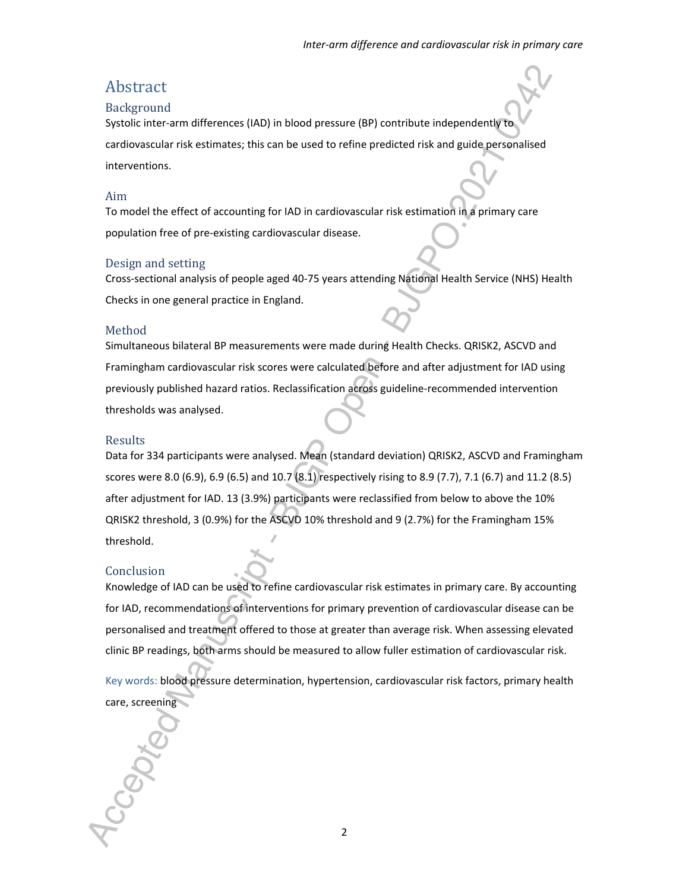# Abstract

## Background

Systolic inter-arm differences (IAD) in blood pressure (BP) contribute independently to cardiovascular risk estimates; this can be used to refine predicted risk and guide personalised interventions.

## Aim

To model the effect of accounting for IAD in cardiovascular risk estimation in a primary care population free of pre-existing cardiovascular disease.

## Design and setting

Cross-sectional analysis of people aged 40-75 years attending National Health Service (NHS) Health Checks in one general practice in England.

## Method

Simultaneous bilateral BP measurements were made during Health Checks. QRISK2, ASCVD and Framingham cardiovascular risk scores were calculated before and after adjustment for IAD using previously published hazard ratios. Reclassification across guideline-recommended intervention thresholds was analysed.

## Results

Data for 334 participants were analysed. Mean (standard deviation) QRISK2, ASCVD and Framingham scores were 8.0 (6.9), 6.9 (6.5) and 10.7 (8.1) respectively rising to 8.9 (7.7), 7.1 (6.7) and 11.2 (8.5) after adjustment for IAD. 13 (3.9%) participants were reclassified from below to above the 10% QRISK2 threshold, 3 (0.9%) for the ASCVD 10% threshold and 9 (2.7%) for the Framingham 15% threshold.

## Conclusion

Knowledge of IAD can be used to refine cardiovascular risk estimates in primary care. By accounting for IAD, recommendations of interventions for primary prevention of cardiovascular disease can be personalised and treatment offered to those at greater than average risk. When assessing elevated clinic BP readings, both arms should be measured to allow fuller estimation of cardiovascular risk.

Key words: blood pressure determination, hypertension, cardiovascular risk factors, primary health care, screening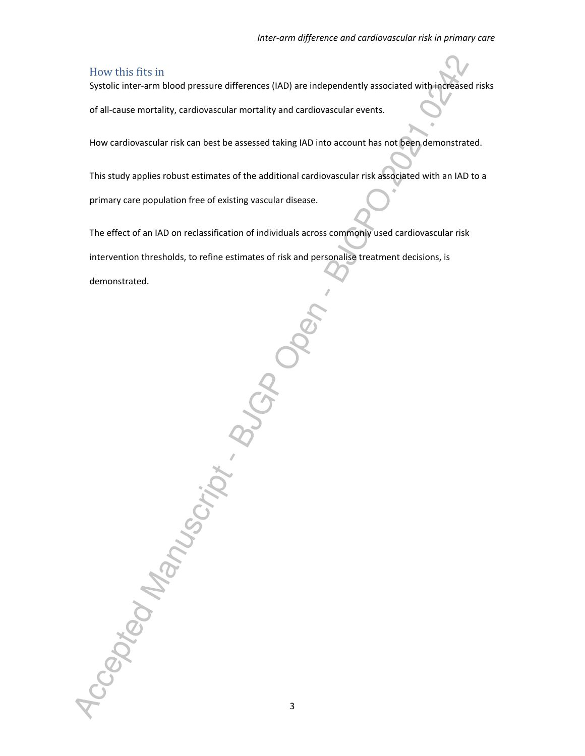## How this fits in

Systolic inter-arm blood pressure differences (IAD) are independently associated with increased risks of all-cause mortality, cardiovascular mortality and cardiovascular events.

How cardiovascular risk can best be assessed taking IAD into account has not been demonstrated.

This study applies robust estimates of the additional cardiovascular risk associated with an IAD to a primary care population free of existing vascular disease.

The effect of an IAD on reclassification of individuals across commonly used cardiovascular risk intervention thresholds, to refine estimates of risk and personalise treatment decisions, is demonstrated.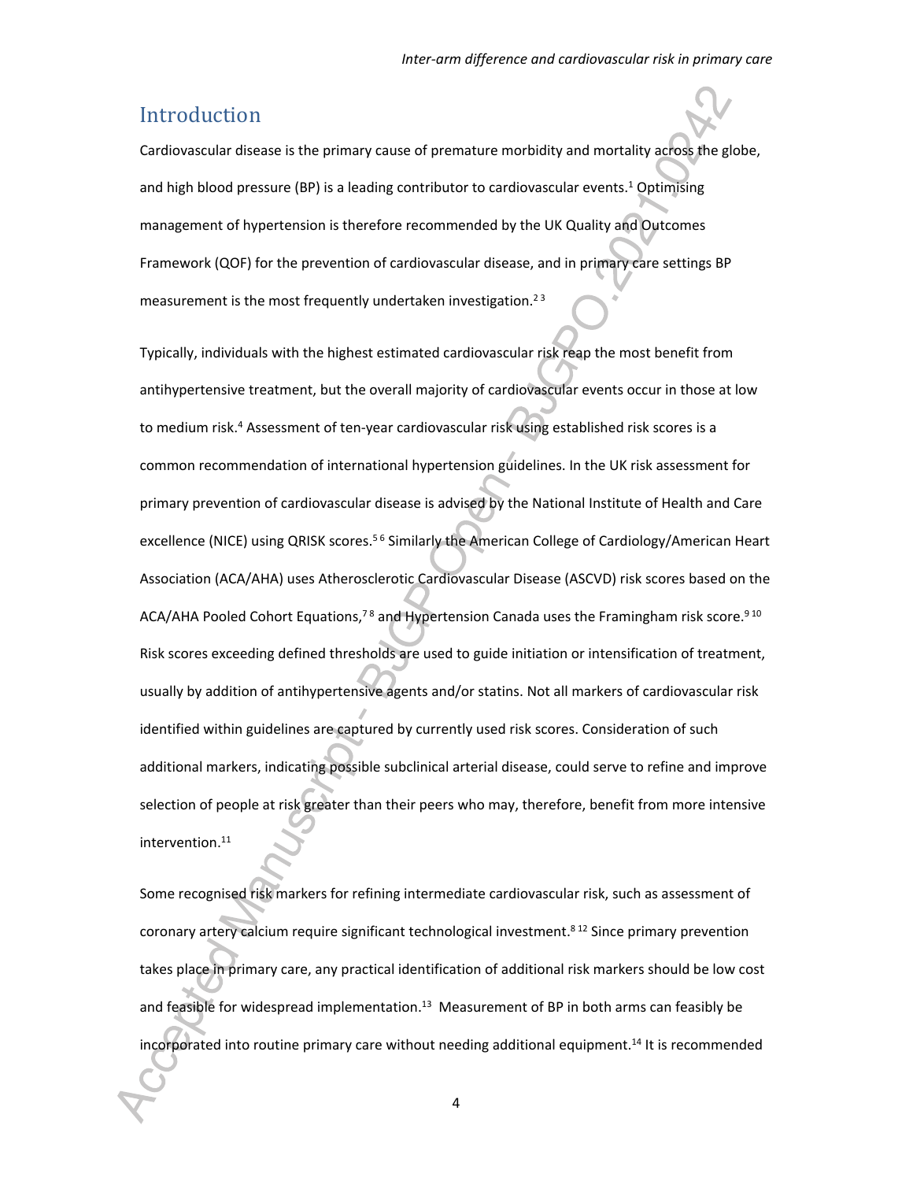## Introduction

Cardiovascular disease is the primary cause of premature morbidity and mortality across the globe, and high blood pressure (BP) is a leading contributor to cardiovascular events.[1] Optimising management of hypertension is therefore recommended by the UK Quality and Outcomes Framework (QOF) for the prevention of cardiovascular disease, and in primary care settings BP measurement is the most frequently undertaken investigation.[2 3]

Typically, individuals with the highest estimated cardiovascular risk reap the most benefit from antihypertensive treatment, but the overall majority of cardiovascular events occur in those at low to medium risk.[4] Assessment of ten-year cardiovascular risk using established risk scores is a common recommendation of international hypertension guidelines. In the UK risk assessment for primary prevention of cardiovascular disease is advised by the National Institute of Health and Care excellence (NICE) using QRISK scores.[5 6] Similarly the American College of Cardiology/American Heart Association (ACA/AHA) uses Atherosclerotic Cardiovascular Disease (ASCVD) risk scores based on the ACA/AHA Pooled Cohort Equations,[7 8] and Hypertension Canada uses the Framingham risk score.[9 10] Risk scores exceeding defined thresholds are used to guide initiation or intensification of treatment, usually by addition of antihypertensive agents and/or statins. Not all markers of cardiovascular risk identified within guidelines are captured by currently used risk scores. Consideration of such additional markers, indicating possible subclinical arterial disease, could serve to refine and improve selection of people at risk greater than their peers who may, therefore, benefit from more intensive intervention.[11]

Some recognised risk markers for refining intermediate cardiovascular risk, such as assessment of coronary artery calcium require significant technological investment.[8 12] Since primary prevention takes place in primary care, any practical identification of additional risk markers should be low cost and feasible for widespread implementation.[13] Measurement of BP in both arms can feasibly be incorporated into routine primary care without needing additional equipment.[14] It is recommended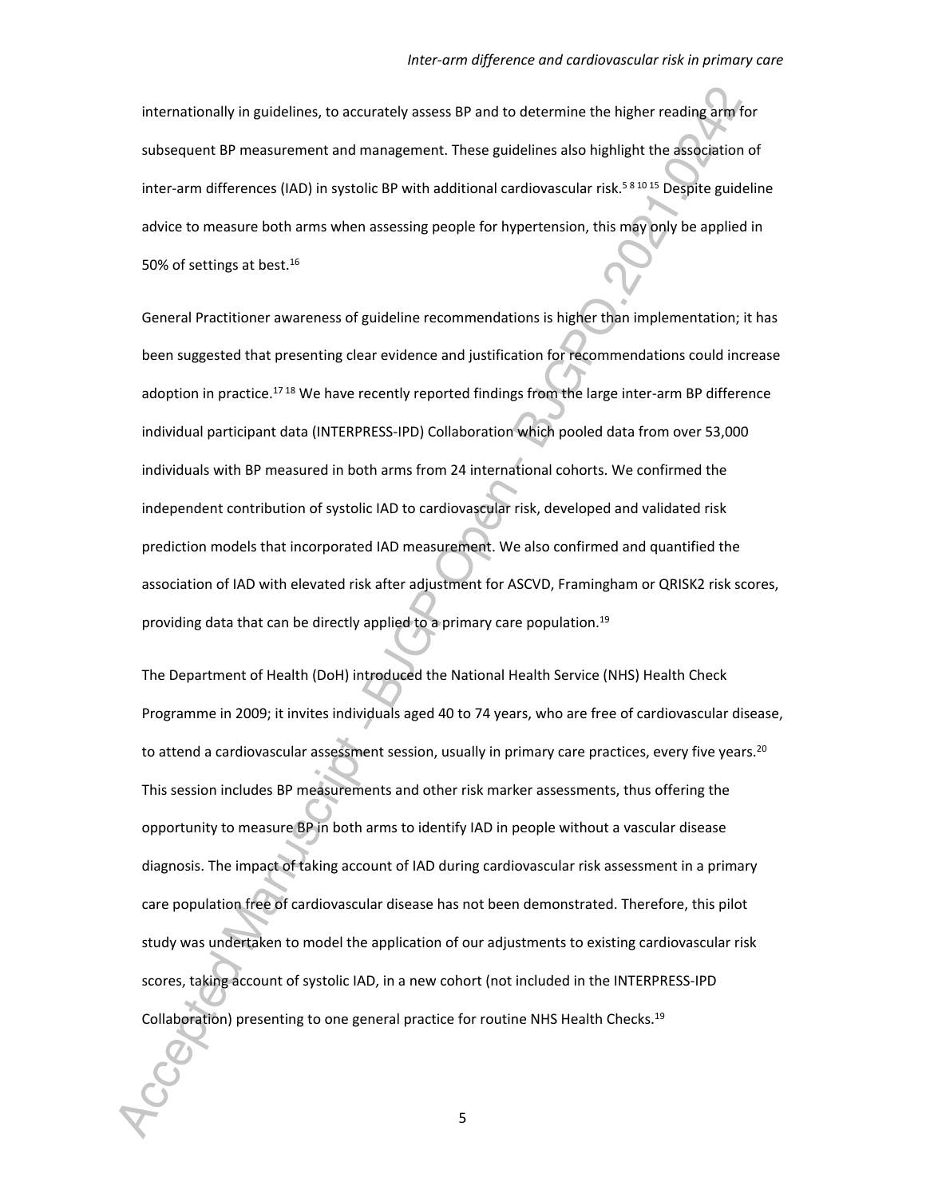internationally in guidelines, to accurately assess BP and to determine the higher reading arm for subsequent BP measurement and management. These guidelines also highlight the association of inter-arm differences (IAD) in systolic BP with additional cardiovascular risk.[5 8 10 15] Despite guideline advice to measure both arms when assessing people for hypertension, this may only be applied in 50% of settings at best.[16]

General Practitioner awareness of guideline recommendations is higher than implementation; it has been suggested that presenting clear evidence and justification for recommendations could increase adoption in practice.[17 18] We have recently reported findings from the large inter-arm BP difference individual participant data (INTERPRESS-IPD) Collaboration which pooled data from over 53,000 individuals with BP measured in both arms from 24 international cohorts. We confirmed the independent contribution of systolic IAD to cardiovascular risk, developed and validated risk prediction models that incorporated IAD measurement. We also confirmed and quantified the association of IAD with elevated risk after adjustment for ASCVD, Framingham or QRISK2 risk scores, providing data that can be directly applied to a primary care population.[19]

The Department of Health (DoH) introduced the National Health Service (NHS) Health Check Programme in 2009; it invites individuals aged 40 to 74 years, who are free of cardiovascular disease, to attend a cardiovascular assessment session, usually in primary care practices, every five years.[20] This session includes BP measurements and other risk marker assessments, thus offering the opportunity to measure BP in both arms to identify IAD in people without a vascular disease diagnosis. The impact of taking account of IAD during cardiovascular risk assessment in a primary care population free of cardiovascular disease has not been demonstrated. Therefore, this pilot study was undertaken to model the application of our adjustments to existing cardiovascular risk scores, taking account of systolic IAD, in a new cohort (not included in the INTERPRESS-IPD Collaboration) presenting to one general practice for routine NHS Health Checks.[19]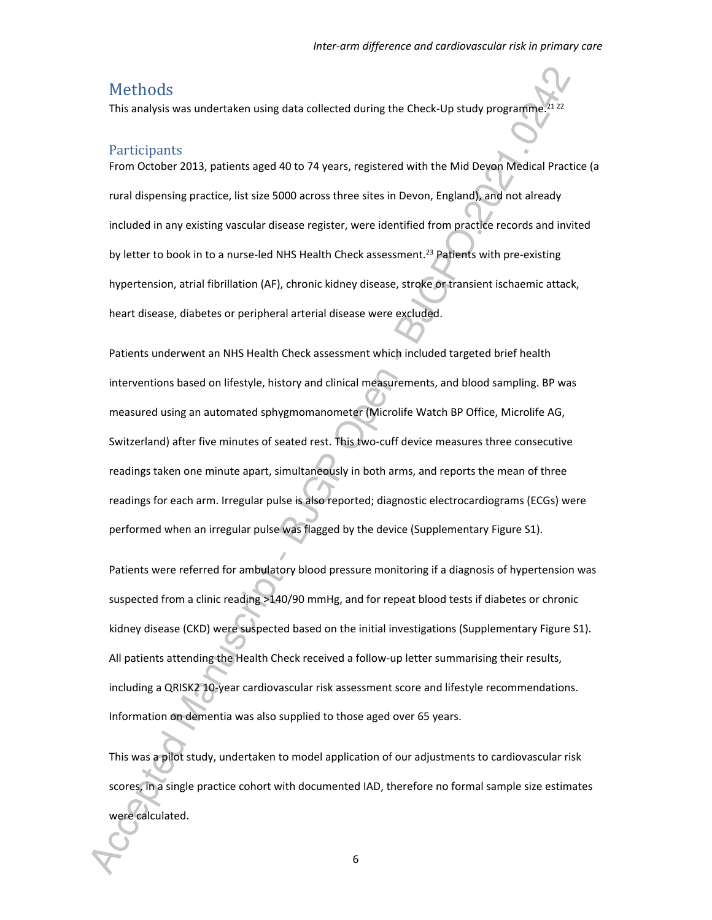# Methods

This analysis was undertaken using data collected during the Check-Up study programme.[21,22]

## Participants

From October 2013, patients aged 40 to 74 years, registered with the Mid Devon Medical Practice (a rural dispensing practice, list size 5000 across three sites in Devon, England), and not already included in any existing vascular disease register, were identified from practice records and invited by letter to book in to a nurse-led NHS Health Check assessment.[23] Patients with pre-existing hypertension, atrial fibrillation (AF), chronic kidney disease, stroke or transient ischaemic attack, heart disease, diabetes or peripheral arterial disease were excluded.

Patients underwent an NHS Health Check assessment which included targeted brief health interventions based on lifestyle, history and clinical measurements, and blood sampling. BP was measured using an automated sphygmomanometer (Microlife Watch BP Office, Microlife AG, Switzerland) after five minutes of seated rest. This two-cuff device measures three consecutive readings taken one minute apart, simultaneously in both arms, and reports the mean of three readings for each arm. Irregular pulse is also reported; diagnostic electrocardiograms (ECGs) were performed when an irregular pulse was flagged by the device (Supplementary Figure S1).

Patients were referred for ambulatory blood pressure monitoring if a diagnosis of hypertension was suspected from a clinic reading >140/90 mmHg, and for repeat blood tests if diabetes or chronic kidney disease (CKD) were suspected based on the initial investigations (Supplementary Figure S1). All patients attending the Health Check received a follow-up letter summarising their results, including a QRISK2 10-year cardiovascular risk assessment score and lifestyle recommendations. Information on dementia was also supplied to those aged over 65 years.

This was a pilot study, undertaken to model application of our adjustments to cardiovascular risk scores, in a single practice cohort with documented IAD, therefore no formal sample size estimates were calculated.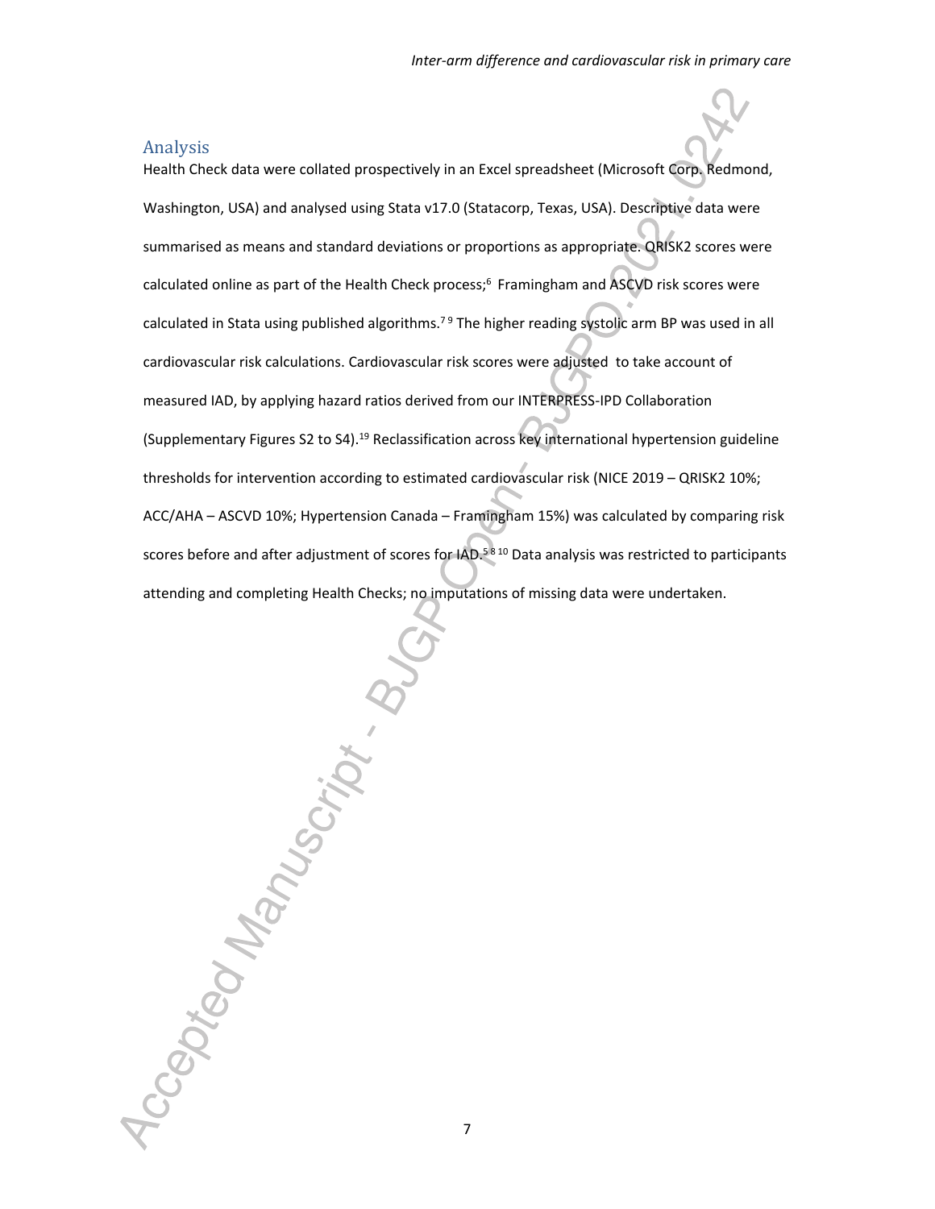## Analysis

Health Check data were collated prospectively in an Excel spreadsheet (Microsoft Corp. Redmond, Washington, USA) and analysed using Stata v17.0 (Statacorp, Texas, USA). Descriptive data were summarised as means and standard deviations or proportions as appropriate. QRISK2 scores were calculated online as part of the Health Check process;[6] Framingham and ASCVD risk scores were calculated in Stata using published algorithms.[7 9] The higher reading systolic arm BP was used in all cardiovascular risk calculations. Cardiovascular risk scores were adjusted to take account of measured IAD, by applying hazard ratios derived from our INTERPRESS-IPD Collaboration (Supplementary Figures S2 to S4).[19] Reclassification across key international hypertension guideline thresholds for intervention according to estimated cardiovascular risk (NICE 2019 – QRISK2 10%; ACC/AHA – ASCVD 10%; Hypertension Canada – Framingham 15%) was calculated by comparing risk scores before and after adjustment of scores for IAD.[5 8 10] Data analysis was restricted to participants attending and completing Health Checks; no imputations of missing data were undertaken.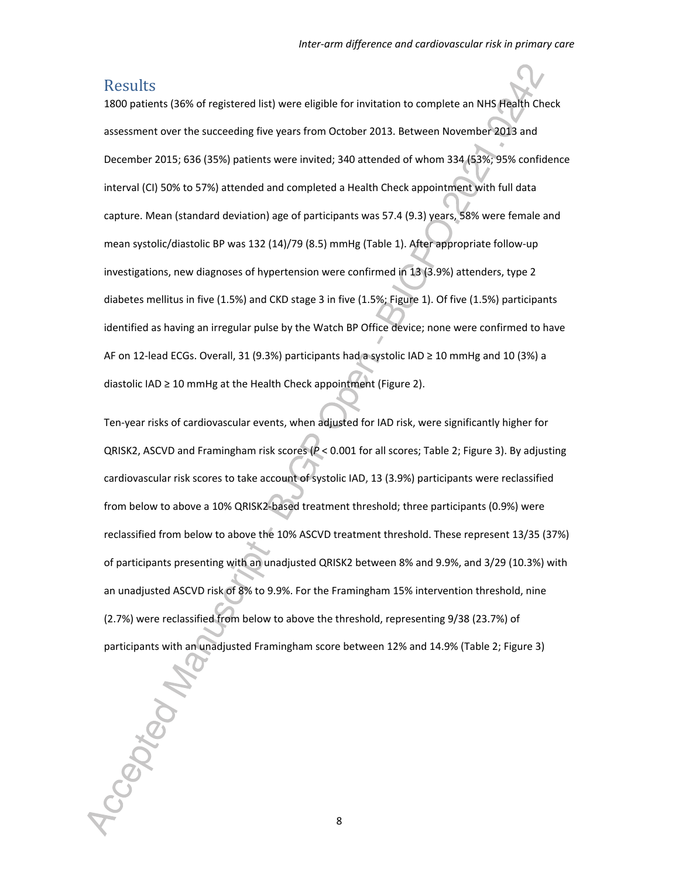## Results

1800 patients (36% of registered list) were eligible for invitation to complete an NHS Health Check assessment over the succeeding five years from October 2013. Between November 2013 and December 2015; 636 (35%) patients were invited; 340 attended of whom 334 (53%; 95% confidence interval (CI) 50% to 57%) attended and completed a Health Check appointment with full data capture. Mean (standard deviation) age of participants was 57.4 (9.3) years, 58% were female and mean systolic/diastolic BP was 132 (14)/79 (8.5) mmHg (Table 1). After appropriate follow-up investigations, new diagnoses of hypertension were confirmed in 13 (3.9%) attenders, type 2 diabetes mellitus in five (1.5%) and CKD stage 3 in five (1.5%; Figure 1). Of five (1.5%) participants identified as having an irregular pulse by the Watch BP Office device; none were confirmed to have AF on 12-lead ECGs. Overall, 31 (9.3%) participants had a systolic IAD ≥ 10 mmHg and 10 (3%) a diastolic IAD ≥ 10 mmHg at the Health Check appointment (Figure 2).

Ten-year risks of cardiovascular events, when adjusted for IAD risk, were significantly higher for QRISK2, ASCVD and Framingham risk scores ($P < 0.001$ for all scores; Table 2; Figure 3). By adjusting cardiovascular risk scores to take account of systolic IAD, 13 (3.9%) participants were reclassified from below to above a 10% QRISK2-based treatment threshold; three participants (0.9%) were reclassified from below to above the 10% ASCVD treatment threshold. These represent 13/35 (37%) of participants presenting with an unadjusted QRISK2 between 8% and 9.9%, and 3/29 (10.3%) with an unadjusted ASCVD risk of 8% to 9.9%. For the Framingham 15% intervention threshold, nine (2.7%) were reclassified from below to above the threshold, representing 9/38 (23.7%) of participants with an unadjusted Framingham score between 12% and 14.9% (Table 2; Figure 3)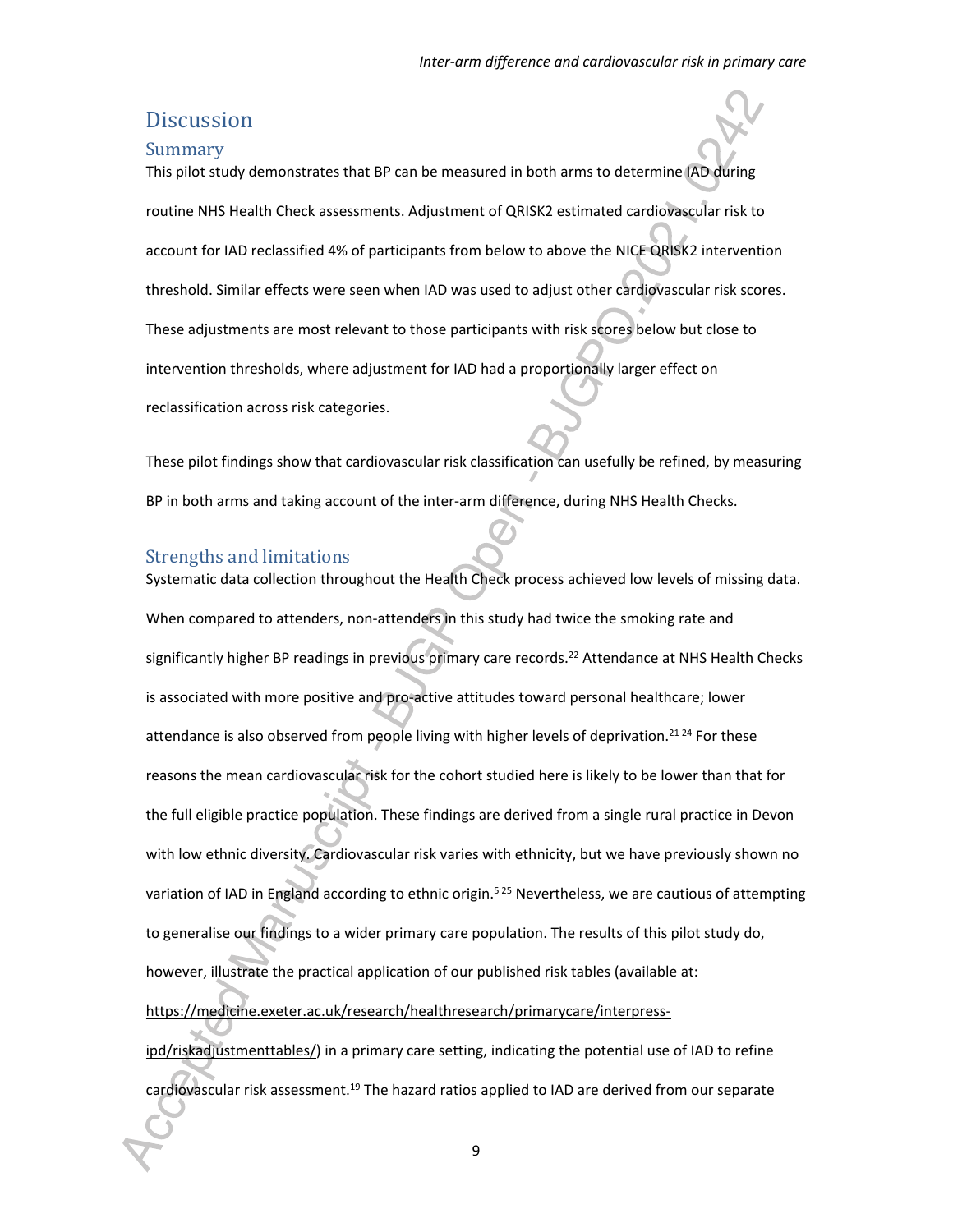## Discussion

### Summary

This pilot study demonstrates that BP can be measured in both arms to determine IAD during routine NHS Health Check assessments. Adjustment of QRISK2 estimated cardiovascular risk to account for IAD reclassified 4% of participants from below to above the NICE QRISK2 intervention threshold. Similar effects were seen when IAD was used to adjust other cardiovascular risk scores. These adjustments are most relevant to those participants with risk scores below but close to intervention thresholds, where adjustment for IAD had a proportionally larger effect on reclassification across risk categories.

These pilot findings show that cardiovascular risk classification can usefully be refined, by measuring BP in both arms and taking account of the inter-arm difference, during NHS Health Checks.

### Strengths and limitations

Systematic data collection throughout the Health Check process achieved low levels of missing data. When compared to attenders, non-attenders in this study had twice the smoking rate and significantly higher BP readings in previous primary care records.[22] Attendance at NHS Health Checks is associated with more positive and pro-active attitudes toward personal healthcare; lower attendance is also observed from people living with higher levels of deprivation.[21 24] For these reasons the mean cardiovascular risk for the cohort studied here is likely to be lower than that for the full eligible practice population. These findings are derived from a single rural practice in Devon with low ethnic diversity. Cardiovascular risk varies with ethnicity, but we have previously shown no variation of IAD in England according to ethnic origin.[5 25] Nevertheless, we are cautious of attempting to generalise our findings to a wider primary care population. The results of this pilot study do, however, illustrate the practical application of our published risk tables (available at: https://medicine.exeter.ac.uk/research/healthresearch/primarycare/interpress-ipd/riskadjustmenttables/) in a primary care setting, indicating the potential use of IAD to refine cardiovascular risk assessment.[19] The hazard ratios applied to IAD are derived from our separate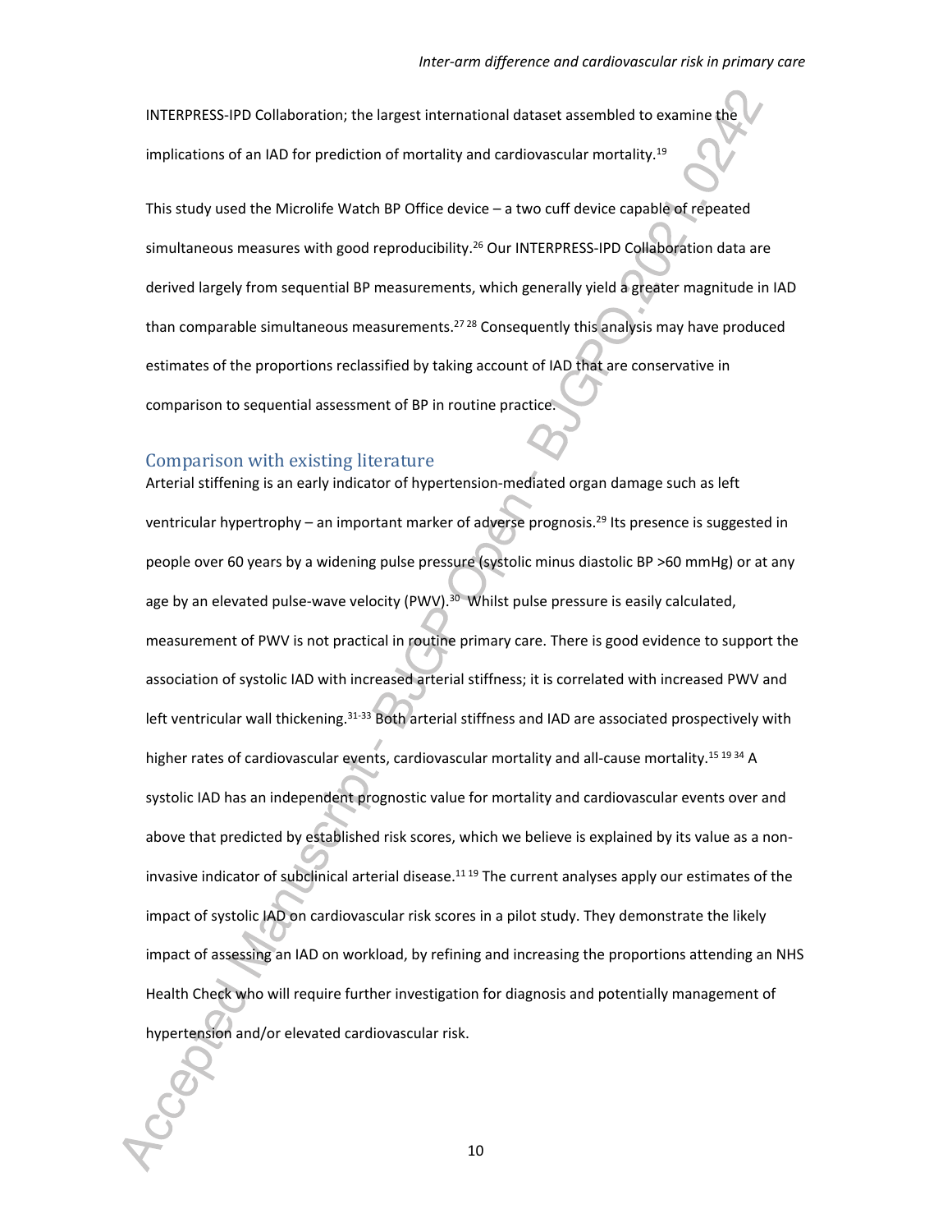INTERPRESS-IPD Collaboration; the largest international dataset assembled to examine the implications of an IAD for prediction of mortality and cardiovascular mortality.[19]

This study used the Microlife Watch BP Office device – a two cuff device capable of repeated simultaneous measures with good reproducibility.[26] Our INTERPRESS-IPD Collaboration data are derived largely from sequential BP measurements, which generally yield a greater magnitude in IAD than comparable simultaneous measurements.[27,28] Consequently this analysis may have produced estimates of the proportions reclassified by taking account of IAD that are conservative in comparison to sequential assessment of BP in routine practice.

## Comparison with existing literature

Arterial stiffening is an early indicator of hypertension-mediated organ damage such as left ventricular hypertrophy – an important marker of adverse prognosis.[29] Its presence is suggested in people over 60 years by a widening pulse pressure (systolic minus diastolic BP >60 mmHg) or at any age by an elevated pulse-wave velocity (PWV).[30] Whilst pulse pressure is easily calculated, measurement of PWV is not practical in routine primary care. There is good evidence to support the association of systolic IAD with increased arterial stiffness; it is correlated with increased PWV and left ventricular wall thickening.[31-33] Both arterial stiffness and IAD are associated prospectively with higher rates of cardiovascular events, cardiovascular mortality and all-cause mortality.[15,19,34] A systolic IAD has an independent prognostic value for mortality and cardiovascular events over and above that predicted by established risk scores, which we believe is explained by its value as a non-invasive indicator of subclinical arterial disease.[11,19] The current analyses apply our estimates of the impact of systolic IAD on cardiovascular risk scores in a pilot study. They demonstrate the likely impact of assessing an IAD on workload, by refining and increasing the proportions attending an NHS Health Check who will require further investigation for diagnosis and potentially management of hypertension and/or elevated cardiovascular risk.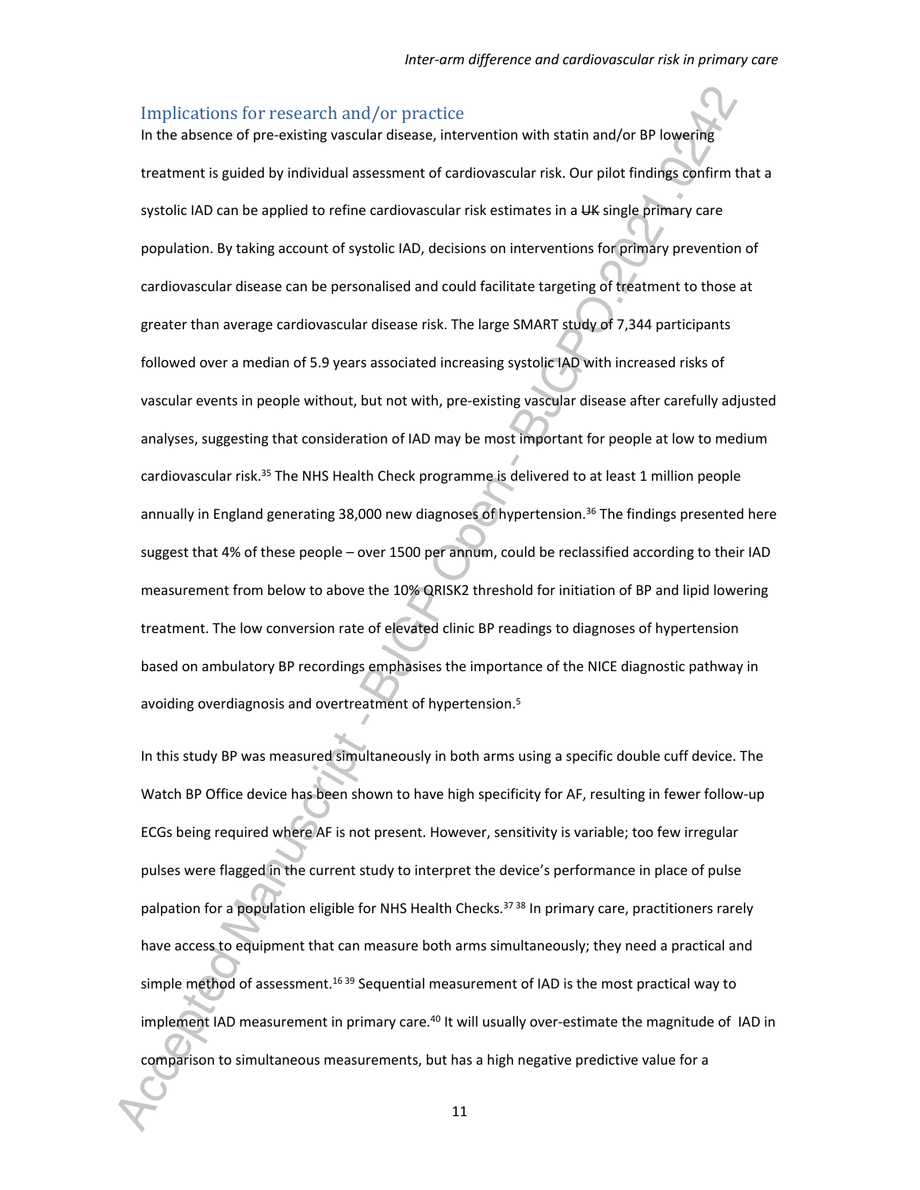## Implications for research and/or practice

In the absence of pre-existing vascular disease, intervention with statin and/or BP lowering treatment is guided by individual assessment of cardiovascular risk. Our pilot findings confirm that a systolic IAD can be applied to refine cardiovascular risk estimates in a ~~UK~~ single primary care population. By taking account of systolic IAD, decisions on interventions for primary prevention of cardiovascular disease can be personalised and could facilitate targeting of treatment to those at greater than average cardiovascular disease risk. The large SMART study of 7,344 participants followed over a median of 5.9 years associated increasing systolic IAD with increased risks of vascular events in people without, but not with, pre-existing vascular disease after carefully adjusted analyses, suggesting that consideration of IAD may be most important for people at low to medium cardiovascular risk.[35] The NHS Health Check programme is delivered to at least 1 million people annually in England generating 38,000 new diagnoses of hypertension.[36] The findings presented here suggest that 4% of these people – over 1500 per annum, could be reclassified according to their IAD measurement from below to above the 10% QRISK2 threshold for initiation of BP and lipid lowering treatment. The low conversion rate of elevated clinic BP readings to diagnoses of hypertension based on ambulatory BP recordings emphasises the importance of the NICE diagnostic pathway in avoiding overdiagnosis and overtreatment of hypertension.[5]

In this study BP was measured simultaneously in both arms using a specific double cuff device. The Watch BP Office device has been shown to have high specificity for AF, resulting in fewer follow-up ECGs being required where AF is not present. However, sensitivity is variable; too few irregular pulses were flagged in the current study to interpret the device's performance in place of pulse palpation for a population eligible for NHS Health Checks.[37 38] In primary care, practitioners rarely have access to equipment that can measure both arms simultaneously; they need a practical and simple method of assessment.[16 39] Sequential measurement of IAD is the most practical way to implement IAD measurement in primary care.[40] It will usually over-estimate the magnitude of IAD in comparison to simultaneous measurements, but has a high negative predictive value for a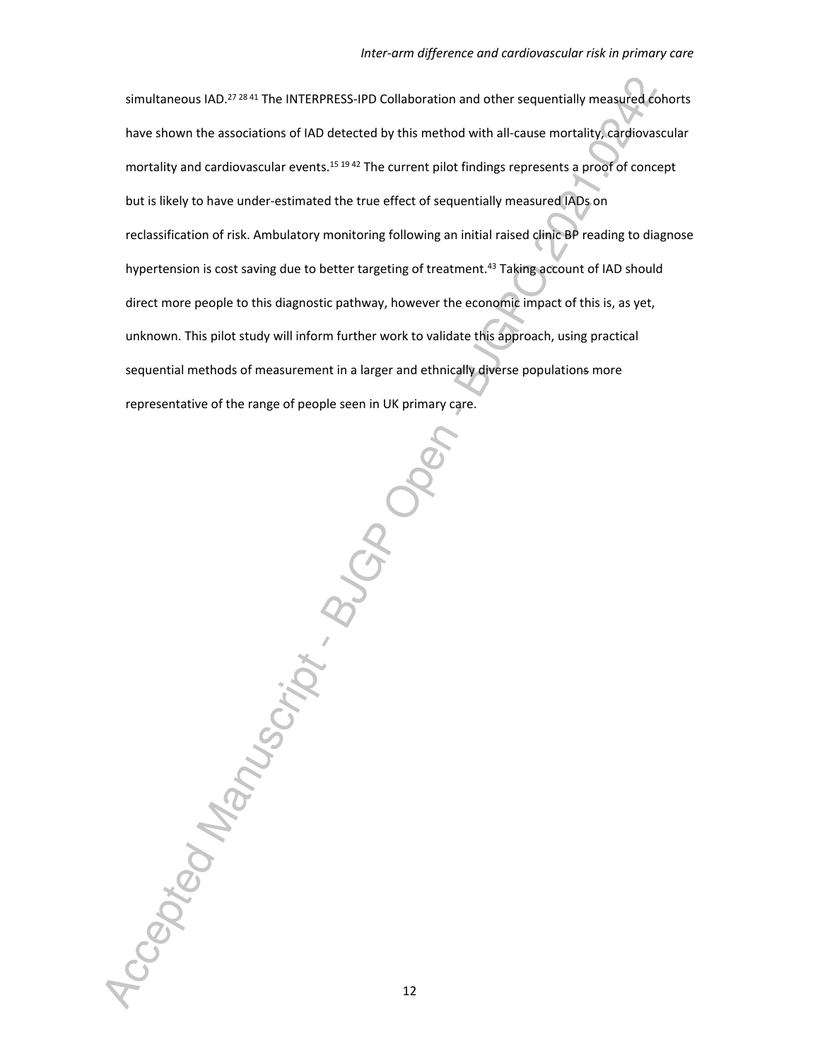simultaneous IAD.[27 28 41] The INTERPRESS-IPD Collaboration and other sequentially measured cohorts have shown the associations of IAD detected by this method with all-cause mortality, cardiovascular mortality and cardiovascular events.[15 19 42] The current pilot findings represents a proof of concept but is likely to have under-estimated the true effect of sequentially measured IADs on reclassification of risk. Ambulatory monitoring following an initial raised clinic BP reading to diagnose hypertension is cost saving due to better targeting of treatment.[43] Taking account of IAD should direct more people to this diagnostic pathway, however the economic impact of this is, as yet, unknown. This pilot study will inform further work to validate this approach, using practical sequential methods of measurement in a larger and ethnically diverse populations more representative of the range of people seen in UK primary care.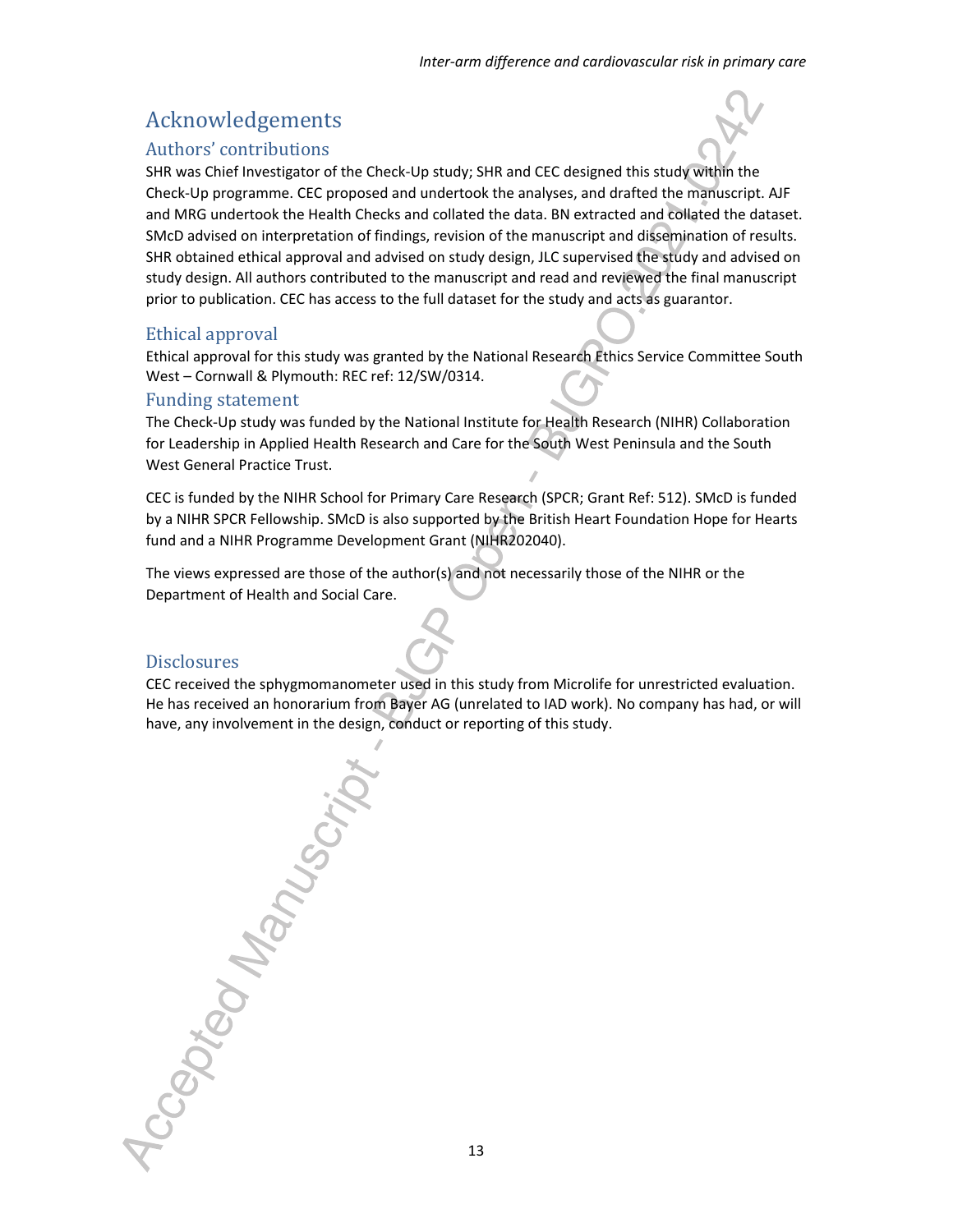# Acknowledgements

## Authors' contributions

SHR was Chief Investigator of the Check-Up study; SHR and CEC designed this study within the Check-Up programme. CEC proposed and undertook the analyses, and drafted the manuscript. AJF and MRG undertook the Health Checks and collated the data. BN extracted and collated the dataset. SMcD advised on interpretation of findings, revision of the manuscript and dissemination of results. SHR obtained ethical approval and advised on study design, JLC supervised the study and advised on study design. All authors contributed to the manuscript and read and reviewed the final manuscript prior to publication. CEC has access to the full dataset for the study and acts as guarantor.

## Ethical approval

Ethical approval for this study was granted by the National Research Ethics Service Committee South West – Cornwall & Plymouth: REC ref: 12/SW/0314.

## Funding statement

The Check-Up study was funded by the National Institute for Health Research (NIHR) Collaboration for Leadership in Applied Health Research and Care for the South West Peninsula and the South West General Practice Trust.

CEC is funded by the NIHR School for Primary Care Research (SPCR; Grant Ref: 512). SMcD is funded by a NIHR SPCR Fellowship. SMcD is also supported by the British Heart Foundation Hope for Hearts fund and a NIHR Programme Development Grant (NIHR202040).

The views expressed are those of the author(s) and not necessarily those of the NIHR or the Department of Health and Social Care.

## Disclosures

CEC received the sphygmomanometer used in this study from Microlife for unrestricted evaluation. He has received an honorarium from Bayer AG (unrelated to IAD work). No company has had, or will have, any involvement in the design, conduct or reporting of this study.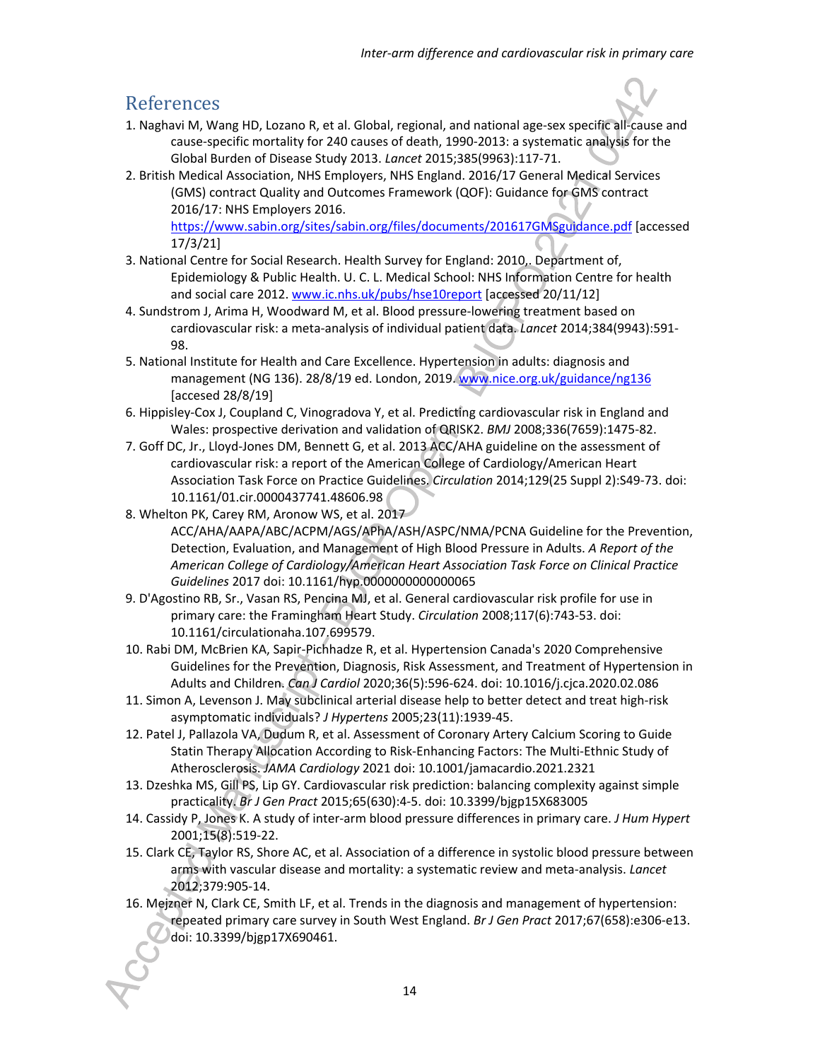## References

1. Naghavi M, Wang HD, Lozano R, et al. Global, regional, and national age-sex specific all-cause and cause-specific mortality for 240 causes of death, 1990-2013: a systematic analysis for the Global Burden of Disease Study 2013. *Lancet* 2015;385(9963):117-71.
2. British Medical Association, NHS Employers, NHS England. 2016/17 General Medical Services (GMS) contract Quality and Outcomes Framework (QOF): Guidance for GMS contract 2016/17: NHS Employers 2016. https://www.sabin.org/sites/sabin.org/files/documents/201617GMSguidance.pdf [accessed 17/3/21]
3. National Centre for Social Research. Health Survey for England: 2010,. Department of, Epidemiology & Public Health. U. C. L. Medical School: NHS Information Centre for health and social care 2012. www.ic.nhs.uk/pubs/hse10report [accessed 20/11/12]
4. Sundstrom J, Arima H, Woodward M, et al. Blood pressure-lowering treatment based on cardiovascular risk: a meta-analysis of individual patient data. *Lancet* 2014;384(9943):591-98.
5. National Institute for Health and Care Excellence. Hypertension in adults: diagnosis and management (NG 136). 28/8/19 ed. London, 2019. www.nice.org.uk/guidance/ng136 [accesed 28/8/19]
6. Hippisley-Cox J, Coupland C, Vinogradova Y, et al. Predicting cardiovascular risk in England and Wales: prospective derivation and validation of QRISK2. *BMJ* 2008;336(7659):1475-82.
7. Goff DC, Jr., Lloyd-Jones DM, Bennett G, et al. 2013 ACC/AHA guideline on the assessment of cardiovascular risk: a report of the American College of Cardiology/American Heart Association Task Force on Practice Guidelines. *Circulation* 2014;129(25 Suppl 2):S49-73. doi: 10.1161/01.cir.0000437741.48606.98
8. Whelton PK, Carey RM, Aronow WS, et al. 2017 ACC/AHA/AAPA/ABC/ACPM/AGS/APhA/ASH/ASPC/NMA/PCNA Guideline for the Prevention, Detection, Evaluation, and Management of High Blood Pressure in Adults. *A Report of the American College of Cardiology/American Heart Association Task Force on Clinical Practice Guidelines* 2017 doi: 10.1161/hyp.0000000000000065
9. D'Agostino RB, Sr., Vasan RS, Pencina MJ, et al. General cardiovascular risk profile for use in primary care: the Framingham Heart Study. *Circulation* 2008;117(6):743-53. doi: 10.1161/circulationaha.107.699579.
10. Rabi DM, McBrien KA, Sapir-Pichhadze R, et al. Hypertension Canada's 2020 Comprehensive Guidelines for the Prevention, Diagnosis, Risk Assessment, and Treatment of Hypertension in Adults and Children. *Can J Cardiol* 2020;36(5):596-624. doi: 10.1016/j.cjca.2020.02.086
11. Simon A, Levenson J. May subclinical arterial disease help to better detect and treat high-risk asymptomatic individuals? *J Hypertens* 2005;23(11):1939-45.
12. Patel J, Pallazola VA, Dudum R, et al. Assessment of Coronary Artery Calcium Scoring to Guide Statin Therapy Allocation According to Risk-Enhancing Factors: The Multi-Ethnic Study of Atherosclerosis. *JAMA Cardiology* 2021 doi: 10.1001/jamacardio.2021.2321
13. Dzeshka MS, Gill PS, Lip GY. Cardiovascular risk prediction: balancing complexity against simple practicality. *Br J Gen Pract* 2015;65(630):4-5. doi: 10.3399/bjgp15X683005
14. Cassidy P, Jones K. A study of inter-arm blood pressure differences in primary care. *J Hum Hypert* 2001;15(8):519-22.
15. Clark CE, Taylor RS, Shore AC, et al. Association of a difference in systolic blood pressure between arms with vascular disease and mortality: a systematic review and meta-analysis. *Lancet* 2012;379:905-14.
16. Mejzner N, Clark CE, Smith LF, et al. Trends in the diagnosis and management of hypertension: repeated primary care survey in South West England. *Br J Gen Pract* 2017;67(658):e306-e13. doi: 10.3399/bjgp17X690461.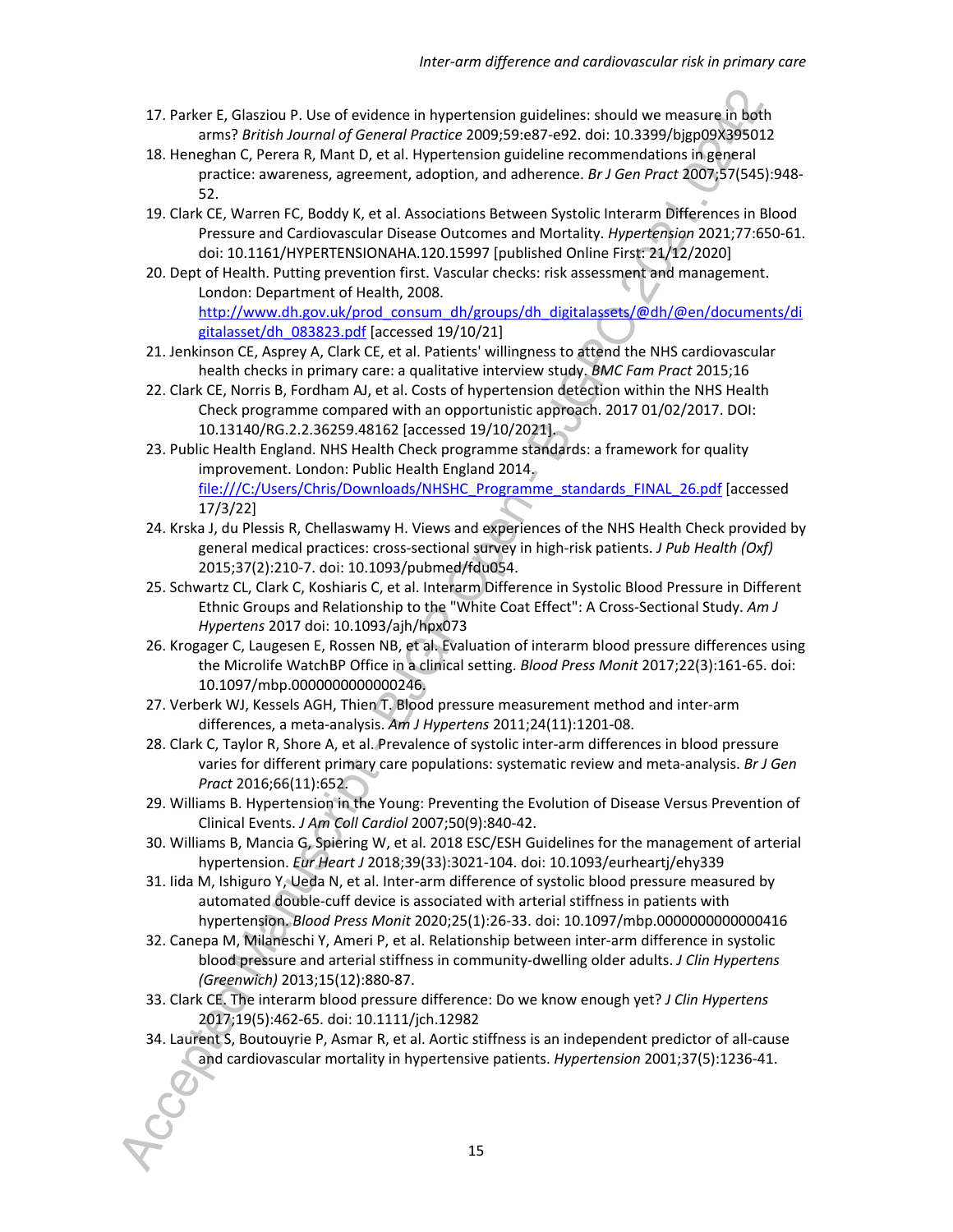17. Parker E, Glasziou P. Use of evidence in hypertension guidelines: should we measure in both arms? *British Journal of General Practice* 2009;59:e87-e92. doi: 10.3399/bjgp09X395012
18. Heneghan C, Perera R, Mant D, et al. Hypertension guideline recommendations in general practice: awareness, agreement, adoption, and adherence. *Br J Gen Pract* 2007;57(545):948-52.
19. Clark CE, Warren FC, Boddy K, et al. Associations Between Systolic Interarm Differences in Blood Pressure and Cardiovascular Disease Outcomes and Mortality. *Hypertension* 2021;77:650-61. doi: 10.1161/HYPERTENSIONAHA.120.15997 [published Online First: 21/12/2020]
20. Dept of Health. Putting prevention first. Vascular checks: risk assessment and management. London: Department of Health, 2008. [http://www.dh.gov.uk/prod_consum_dh/groups/dh_digitalassets/@dh/@en/documents/digitalasset/dh_083823.pdf](http://www.dh.gov.uk/prod_consum_dh/groups/dh_digitalassets/@dh/@en/documents/digitalasset/dh_083823.pdf) [accessed 19/10/21]
21. Jenkinson CE, Asprey A, Clark CE, et al. Patients' willingness to attend the NHS cardiovascular health checks in primary care: a qualitative interview study. *BMC Fam Pract* 2015;16
22. Clark CE, Norris B, Fordham AJ, et al. Costs of hypertension detection within the NHS Health Check programme compared with an opportunistic approach. 2017 01/02/2017. DOI: 10.13140/RG.2.2.36259.48162 [accessed 19/10/2021].
23. Public Health England. NHS Health Check programme standards: a framework for quality improvement. London: Public Health England 2014. [file:///C:/Users/Chris/Downloads/NHSHC_Programme_standards_FINAL_26.pdf](file:///C:/Users/Chris/Downloads/NHSHC_Programme_standards_FINAL_26.pdf) [accessed 17/3/22]
24. Krska J, du Plessis R, Chellaswamy H. Views and experiences of the NHS Health Check provided by general medical practices: cross-sectional survey in high-risk patients. *J Pub Health (Oxf)* 2015;37(2):210-7. doi: 10.1093/pubmed/fdu054.
25. Schwartz CL, Clark C, Koshiaris C, et al. Interarm Difference in Systolic Blood Pressure in Different Ethnic Groups and Relationship to the "White Coat Effect": A Cross-Sectional Study. *Am J Hypertens* 2017 doi: 10.1093/ajh/hpx073
26. Krogager C, Laugesen E, Rossen NB, et al. Evaluation of interarm blood pressure differences using the Microlife WatchBP Office in a clinical setting. *Blood Press Monit* 2017;22(3):161-65. doi: 10.1097/mbp.0000000000000246.
27. Verberk WJ, Kessels AGH, Thien T. Blood pressure measurement method and inter-arm differences, a meta-analysis. *Am J Hypertens* 2011;24(11):1201-08.
28. Clark C, Taylor R, Shore A, et al. Prevalence of systolic inter-arm differences in blood pressure varies for different primary care populations: systematic review and meta-analysis. *Br J Gen Pract* 2016;66(11):652.
29. Williams B. Hypertension in the Young: Preventing the Evolution of Disease Versus Prevention of Clinical Events. *J Am Coll Cardiol* 2007;50(9):840-42.
30. Williams B, Mancia G, Spiering W, et al. 2018 ESC/ESH Guidelines for the management of arterial hypertension. *Eur Heart J* 2018;39(33):3021-104. doi: 10.1093/eurheartj/ehy339
31. Iida M, Ishiguro Y, Ueda N, et al. Inter-arm difference of systolic blood pressure measured by automated double-cuff device is associated with arterial stiffness in patients with hypertension. *Blood Press Monit* 2020;25(1):26-33. doi: 10.1097/mbp.0000000000000416
32. Canepa M, Milaneschi Y, Ameri P, et al. Relationship between inter-arm difference in systolic blood pressure and arterial stiffness in community-dwelling older adults. *J Clin Hypertens (Greenwich)* 2013;15(12):880-87.
33. Clark CE. The interarm blood pressure difference: Do we know enough yet? *J Clin Hypertens* 2017;19(5):462-65. doi: 10.1111/jch.12982
34. Laurent S, Boutouyrie P, Asmar R, et al. Aortic stiffness is an independent predictor of all-cause and cardiovascular mortality in hypertensive patients. *Hypertension* 2001;37(5):1236-41.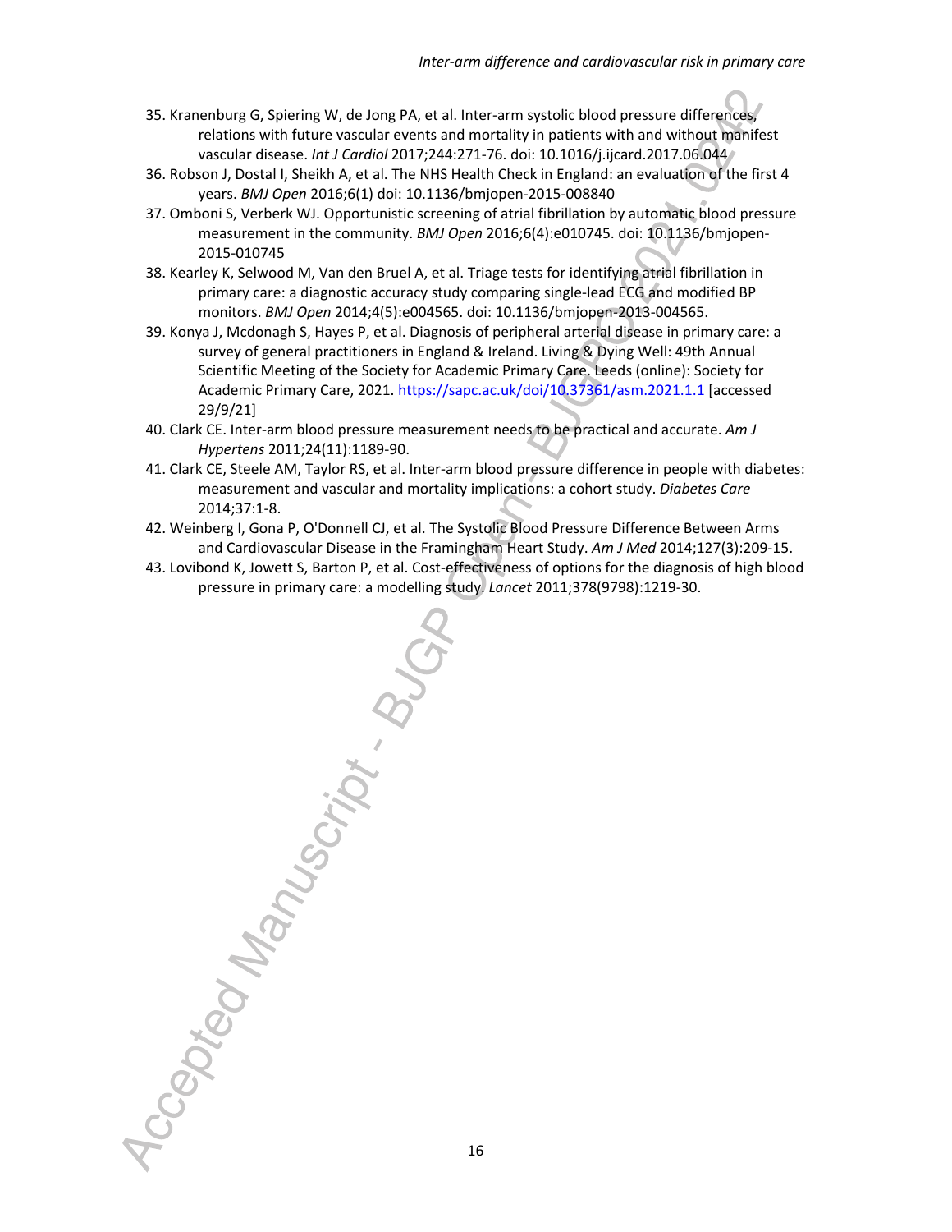35. Kranenburg G, Spiering W, de Jong PA, et al. Inter-arm systolic blood pressure differences, relations with future vascular events and mortality in patients with and without manifest vascular disease. *Int J Cardiol* 2017;244:271-76. doi: 10.1016/j.ijcard.2017.06.044
36. Robson J, Dostal I, Sheikh A, et al. The NHS Health Check in England: an evaluation of the first 4 years. *BMJ Open* 2016;6(1) doi: 10.1136/bmjopen-2015-008840
37. Omboni S, Verberk WJ. Opportunistic screening of atrial fibrillation by automatic blood pressure measurement in the community. *BMJ Open* 2016;6(4):e010745. doi: 10.1136/bmjopen-2015-010745
38. Kearley K, Selwood M, Van den Bruel A, et al. Triage tests for identifying atrial fibrillation in primary care: a diagnostic accuracy study comparing single-lead ECG and modified BP monitors. *BMJ Open* 2014;4(5):e004565. doi: 10.1136/bmjopen-2013-004565.
39. Konya J, Mcdonagh S, Hayes P, et al. Diagnosis of peripheral arterial disease in primary care: a survey of general practitioners in England & Ireland. Living & Dying Well: 49th Annual Scientific Meeting of the Society for Academic Primary Care. Leeds (online): Society for Academic Primary Care, 2021. https://sapc.ac.uk/doi/10.37361/asm.2021.1.1 [accessed 29/9/21]
40. Clark CE. Inter-arm blood pressure measurement needs to be practical and accurate. *Am J Hypertens* 2011;24(11):1189-90.
41. Clark CE, Steele AM, Taylor RS, et al. Inter-arm blood pressure difference in people with diabetes: measurement and vascular and mortality implications: a cohort study. *Diabetes Care* 2014;37:1-8.
42. Weinberg I, Gona P, O'Donnell CJ, et al. The Systolic Blood Pressure Difference Between Arms and Cardiovascular Disease in the Framingham Heart Study. *Am J Med* 2014;127(3):209-15.
43. Lovibond K, Jowett S, Barton P, et al. Cost-effectiveness of options for the diagnosis of high blood pressure in primary care: a modelling study. *Lancet* 2011;378(9798):1219-30.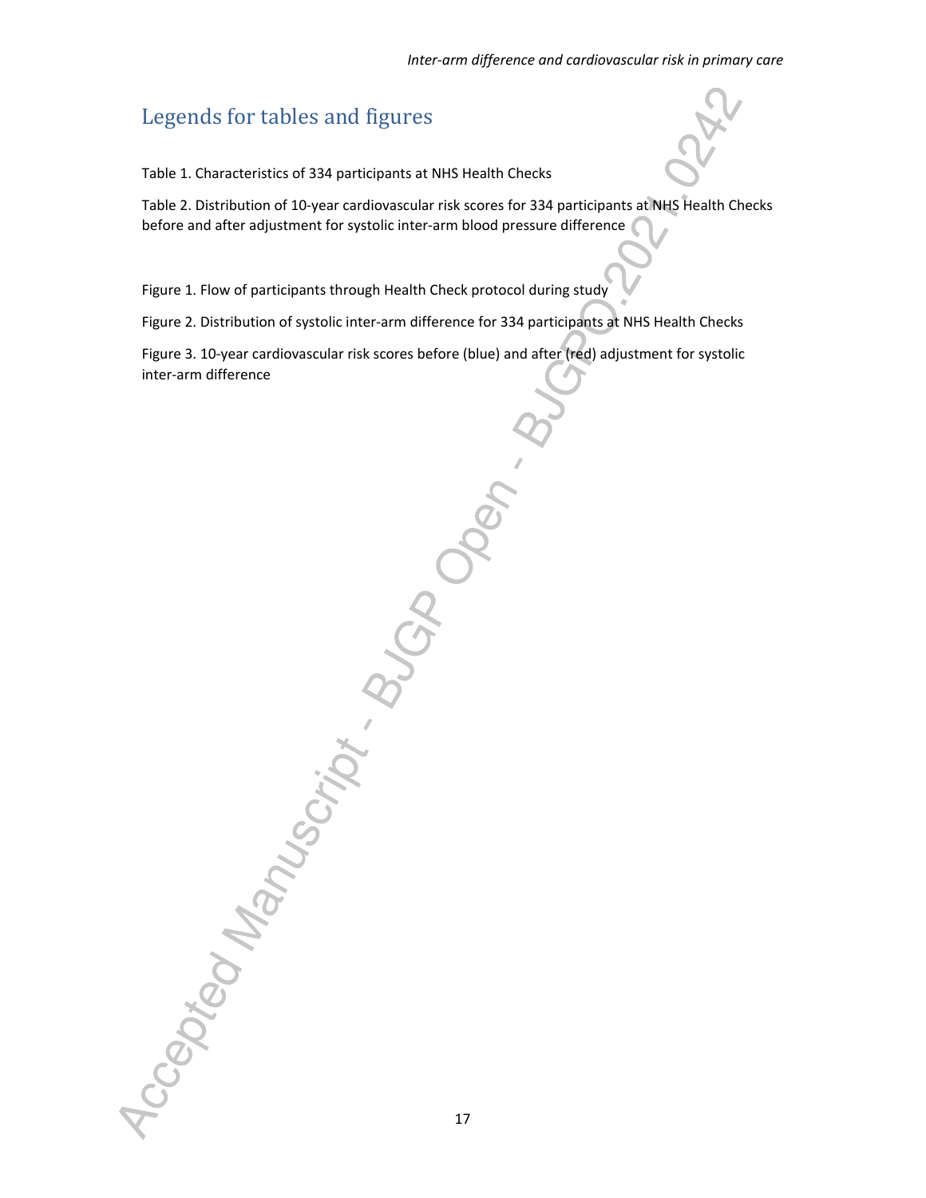# Legends for tables and figures

Table 1. Characteristics of 334 participants at NHS Health Checks

Table 2. Distribution of 10-year cardiovascular risk scores for 334 participants at NHS Health Checks before and after adjustment for systolic inter-arm blood pressure difference

Figure 1. Flow of participants through Health Check protocol during study

Figure 2. Distribution of systolic inter-arm difference for 334 participants at NHS Health Checks

Figure 3. 10-year cardiovascular risk scores before (blue) and after (red) adjustment for systolic inter-arm difference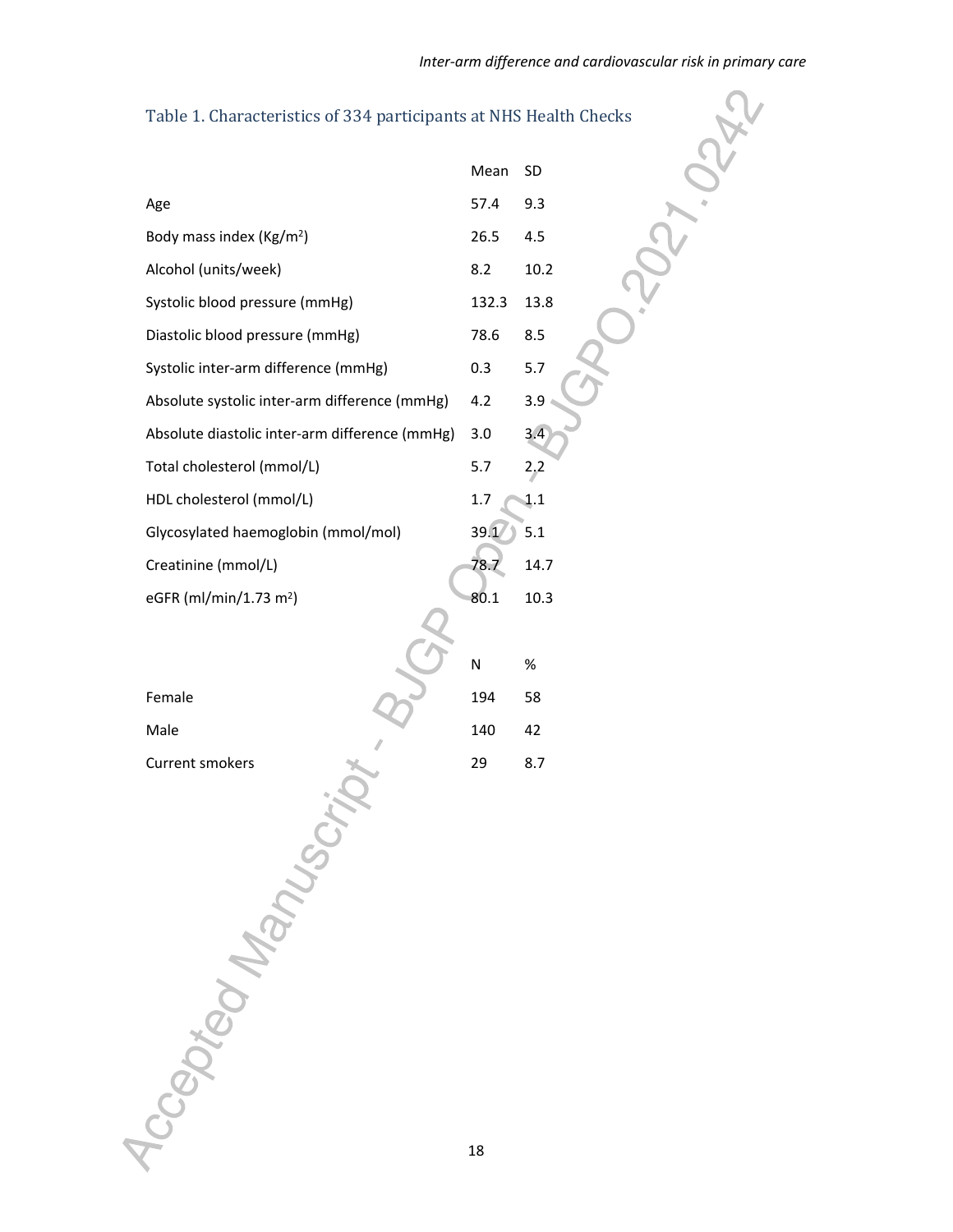## Table 1. Characteristics of 334 participants at NHS Health Checks

| | Mean | SD |
|---|---|---|
| Age | 57.4 | 9.3 |
| Body mass index (Kg/m$^2$) | 26.5 | 4.5 |
| Alcohol (units/week) | 8.2 | 10.2 |
| Systolic blood pressure (mmHg) | 132.3 | 13.8 |
| Diastolic blood pressure (mmHg) | 78.6 | 8.5 |
| Systolic inter-arm difference (mmHg) | 0.3 | 5.7 |
| Absolute systolic inter-arm difference (mmHg) | 4.2 | 3.9 |
| Absolute diastolic inter-arm difference (mmHg) | 3.0 | 3.4 |
| Total cholesterol (mmol/L) | 5.7 | 2.2 |
| HDL cholesterol (mmol/L) | 1.7 | 1.1 |
| Glycosylated haemoglobin (mmol/mol) | 39.1 | 5.1 |
| Creatinine (mmol/L) | 78.7 | 14.7 |
| eGFR (ml/min/1.73 m$^2$) | 80.1 | 10.3 |

| | N | % |
|---|---|---|
| Female | 194 | 58 |
| Male | 140 | 42 |
| Current smokers | 29 | 8.7 |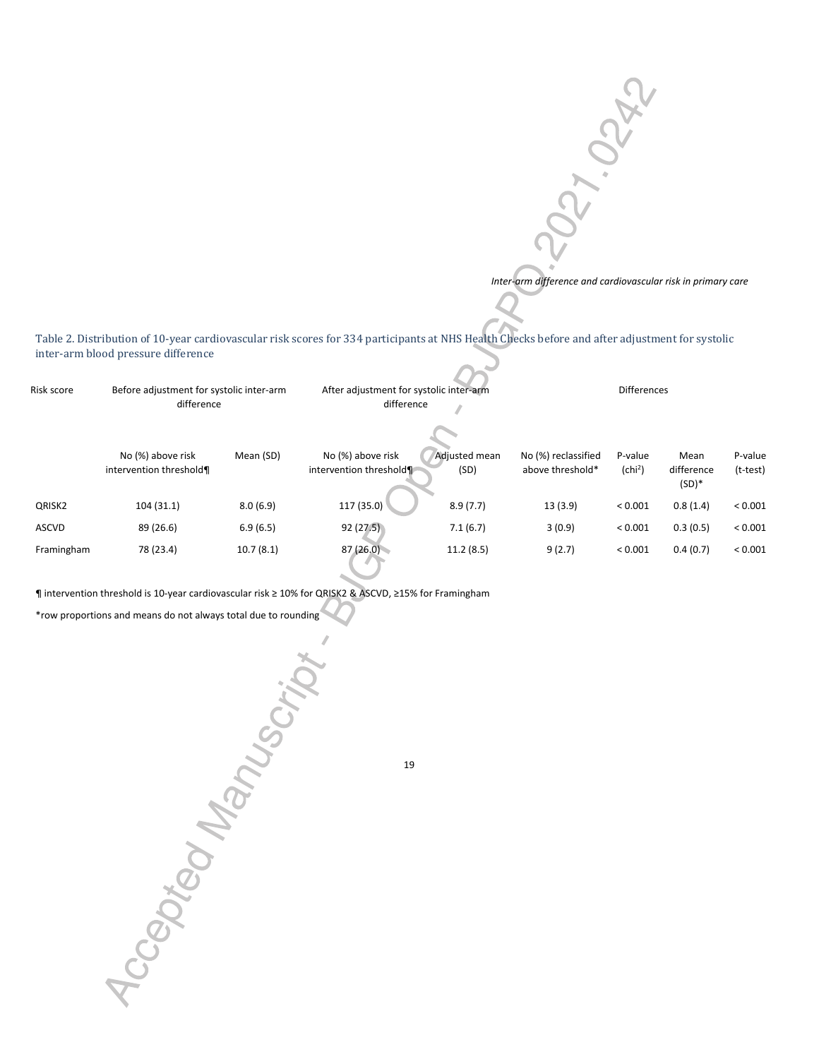Table 2. Distribution of 10-year cardiovascular risk scores for 334 participants at NHS Health Checks before and after adjustment for systolic inter-arm blood pressure difference

| Risk score | Before adjustment for systolic inter-arm difference | | After adjustment for systolic inter-arm difference | | Differences | | | |
|---|---|---|---|---|---|---|---|---|
| | No (%) above risk intervention threshold¶ | Mean (SD) | No (%) above risk intervention threshold¶ | Adjusted mean (SD) | No (%) reclassified above threshold* | P-value ($chi^2$) | Mean difference (SD)* | P-value (t-test) |
| QRISK2 | 104 (31.1) | 8.0 (6.9) | 117 (35.0) | 8.9 (7.7) | 13 (3.9) | < 0.001 | 0.8 (1.4) | < 0.001 |
| ASCVD | 89 (26.6) | 6.9 (6.5) | 92 (27.5) | 7.1 (6.7) | 3 (0.9) | < 0.001 | 0.3 (0.5) | < 0.001 |
| Framingham | 78 (23.4) | 10.7 (8.1) | 87 (26.0) | 11.2 (8.5) | 9 (2.7) | < 0.001 | 0.4 (0.7) | < 0.001 |

¶ intervention threshold is 10-year cardiovascular risk ≥ 10% for QRISK2 & ASCVD, ≥15% for Framingham

*row proportions and means do not always total due to rounding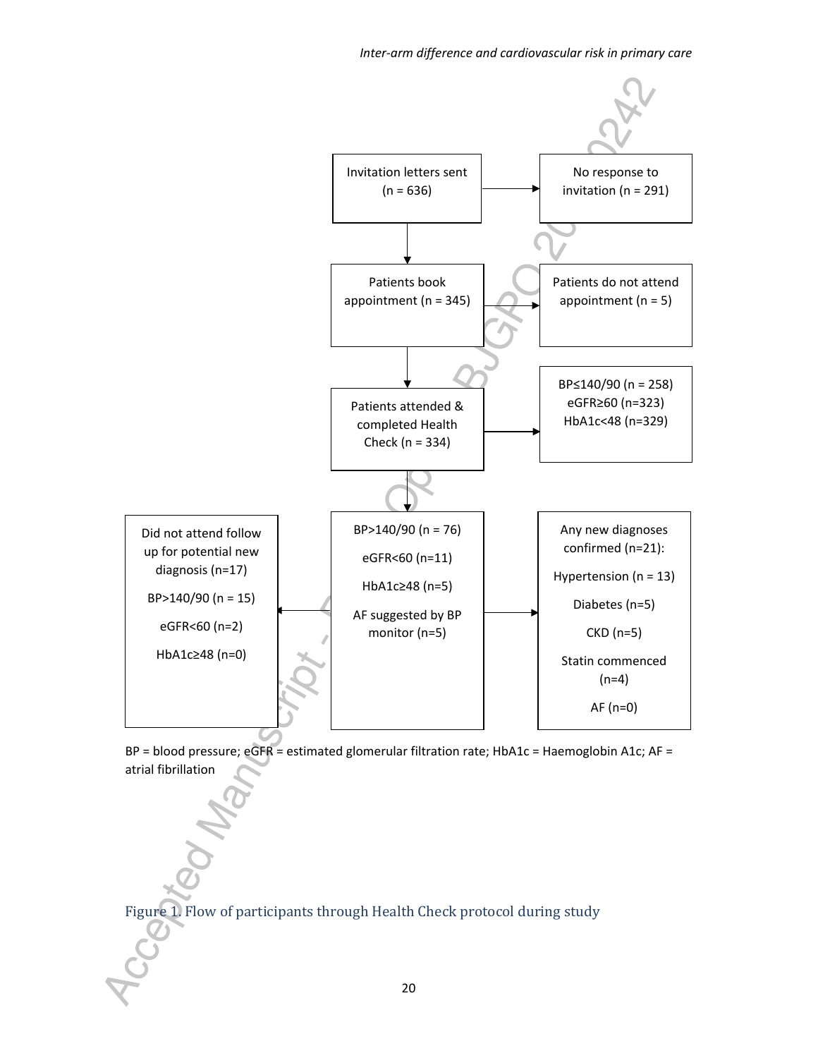Invitation letters sent (n = 636)

No response to invitation (n = 291)

Patients book appointment (n = 345)

Patients do not attend appointment (n = 5)

Patients attended & completed Health Check (n = 334)

BP≤140/90 (n = 258)
eGFR≥60 (n=323)
HbA1c<48 (n=329)

BP>140/90 (n = 76)
eGFR<60 (n=11)
HbA1c≥48 (n=5)
AF suggested by BP monitor (n=5)

Did not attend follow up for potential new diagnosis (n=17)
BP>140/90 (n = 15)
eGFR<60 (n=2)
HbA1c≥48 (n=0)

Any new diagnoses confirmed (n=21):
Hypertension (n = 13)
Diabetes (n=5)
CKD (n=5)
Statin commenced (n=4)
AF (n=0)

BP = blood pressure; eGFR = estimated glomerular filtration rate; HbA1c = Haemoglobin A1c; AF = atrial fibrillation

Figure 1. Flow of participants through Health Check protocol during study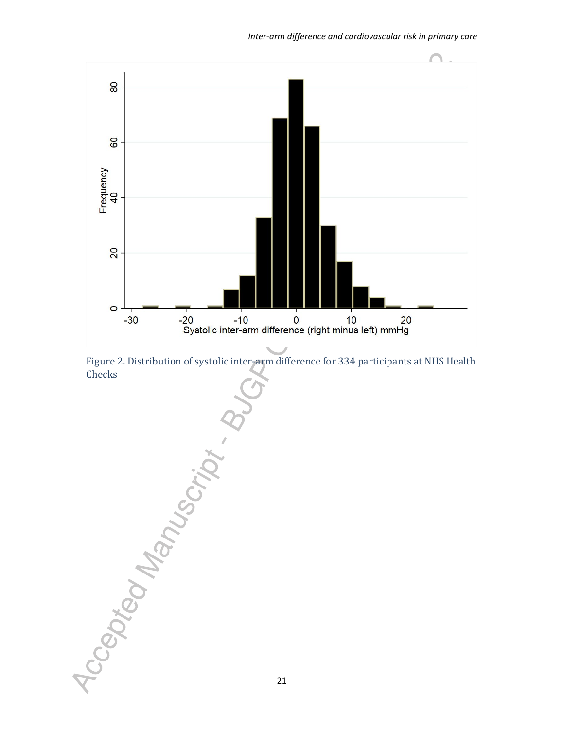Figure 2. Distribution of systolic inter-arm difference for 334 participants at NHS Health Checks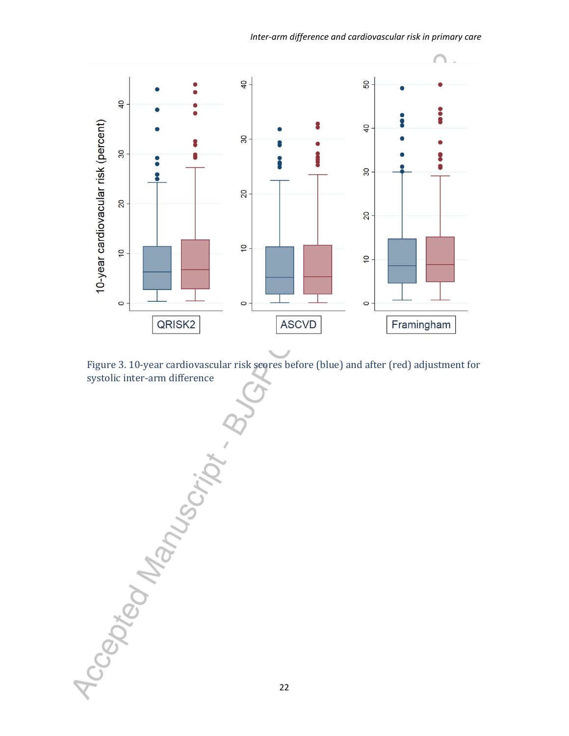10-year cardiovascular risk (percent)

0
10
20
30
40

QRISK2

0
10
20
30
40

ASCVD

0
10
20
30
40
50

Framingham

Figure 3. 10-year cardiovascular risk scores before (blue) and after (red) adjustment for systolic inter-arm difference